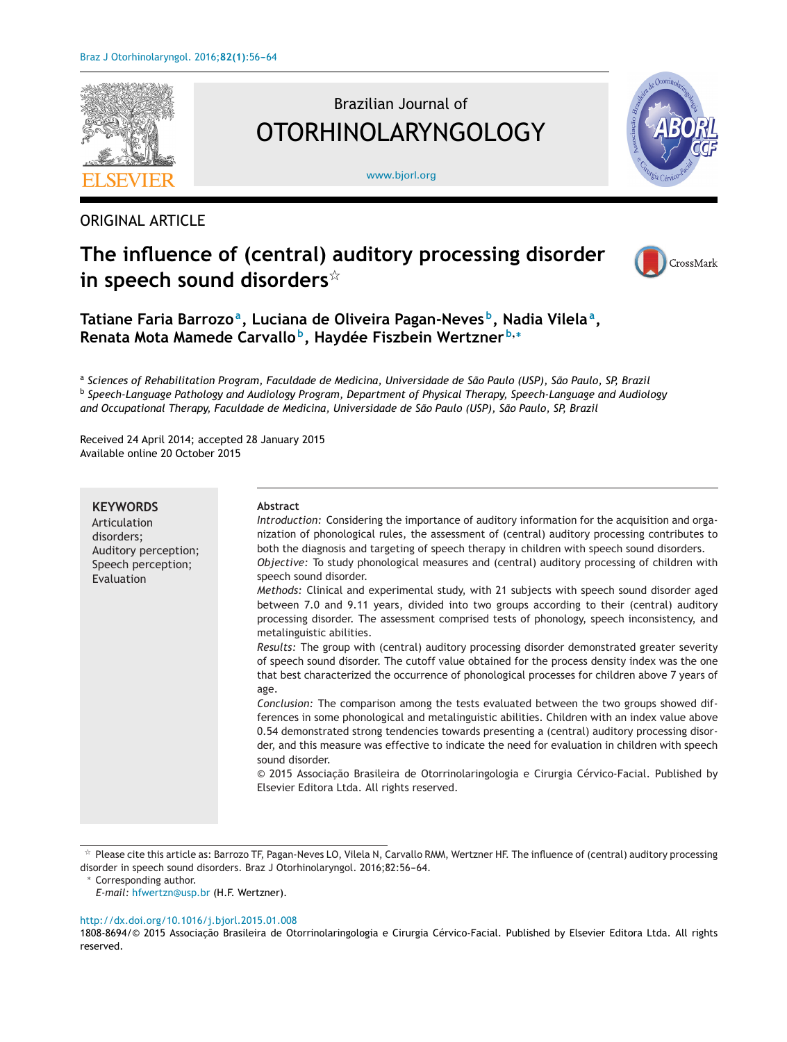ORIGINAL ARTICLE

# The influence of (central) auditory processing disorder in speech sound disorders[☆]

**Tatiane Faria Barrozo[a], Luciana de Oliveira Pagan-Neves[b], Nadia Vilela[a], Renata Mota Mamede Carvallo[b], Haydée Fiszbein Wertzner[b,*]**

[a] *Sciences of Rehabilitation Program, Faculdade de Medicina, Universidade de São Paulo (USP), São Paulo, SP, Brazil*
[b] *Speech-Language Pathology and Audiology Program, Department of Physical Therapy, Speech-Language and Audiology and Occupational Therapy, Faculdade de Medicina, Universidade de São Paulo (USP), São Paulo, SP, Brazil*

Received 24 April 2014; accepted 28 January 2015
Available online 20 October 2015

**KEYWORDS**
Articulation disorders;
Auditory perception;
Speech perception;
Evaluation

**Abstract**

*Introduction:* Considering the importance of auditory information for the acquisition and organization of phonological rules, the assessment of (central) auditory processing contributes to both the diagnosis and targeting of speech therapy in children with speech sound disorders.

*Objective:* To study phonological measures and (central) auditory processing of children with speech sound disorder.

*Methods:* Clinical and experimental study, with 21 subjects with speech sound disorder aged between 7.0 and 9.11 years, divided into two groups according to their (central) auditory processing disorder. The assessment comprised tests of phonology, speech inconsistency, and metalinguistic abilities.

*Results:* The group with (central) auditory processing disorder demonstrated greater severity of speech sound disorder. The cutoff value obtained for the process density index was the one that best characterized the occurrence of phonological processes for children above 7 years of age.

*Conclusion:* The comparison among the tests evaluated between the two groups showed differences in some phonological and metalinguistic abilities. Children with an index value above 0.54 demonstrated strong tendencies towards presenting a (central) auditory processing disorder, and this measure was effective to indicate the need for evaluation in children with speech sound disorder.

© 2015 Associação Brasileira de Otorrinolaringologia e Cirurgia Cérvico-Facial. Published by Elsevier Editora Ltda. All rights reserved.

☆ Please cite this article as: Barrozo TF, Pagan-Neves LO, Vilela N, Carvallo RMM, Wertzner HF. The influence of (central) auditory processing disorder in speech sound disorders. Braz J Otorhinolaryngol. 2016;82:56–64.

\* Corresponding author.
*E-mail:* hfwertzn@usp.br (H.F. Wertzner).

http://dx.doi.org/10.1016/j.bjorl.2015.01.008
1808-8694/© 2015 Associação Brasileira de Otorrinolaringologia e Cirurgia Cérvico-Facial. Published by Elsevier Editora Ltda. All rights reserved.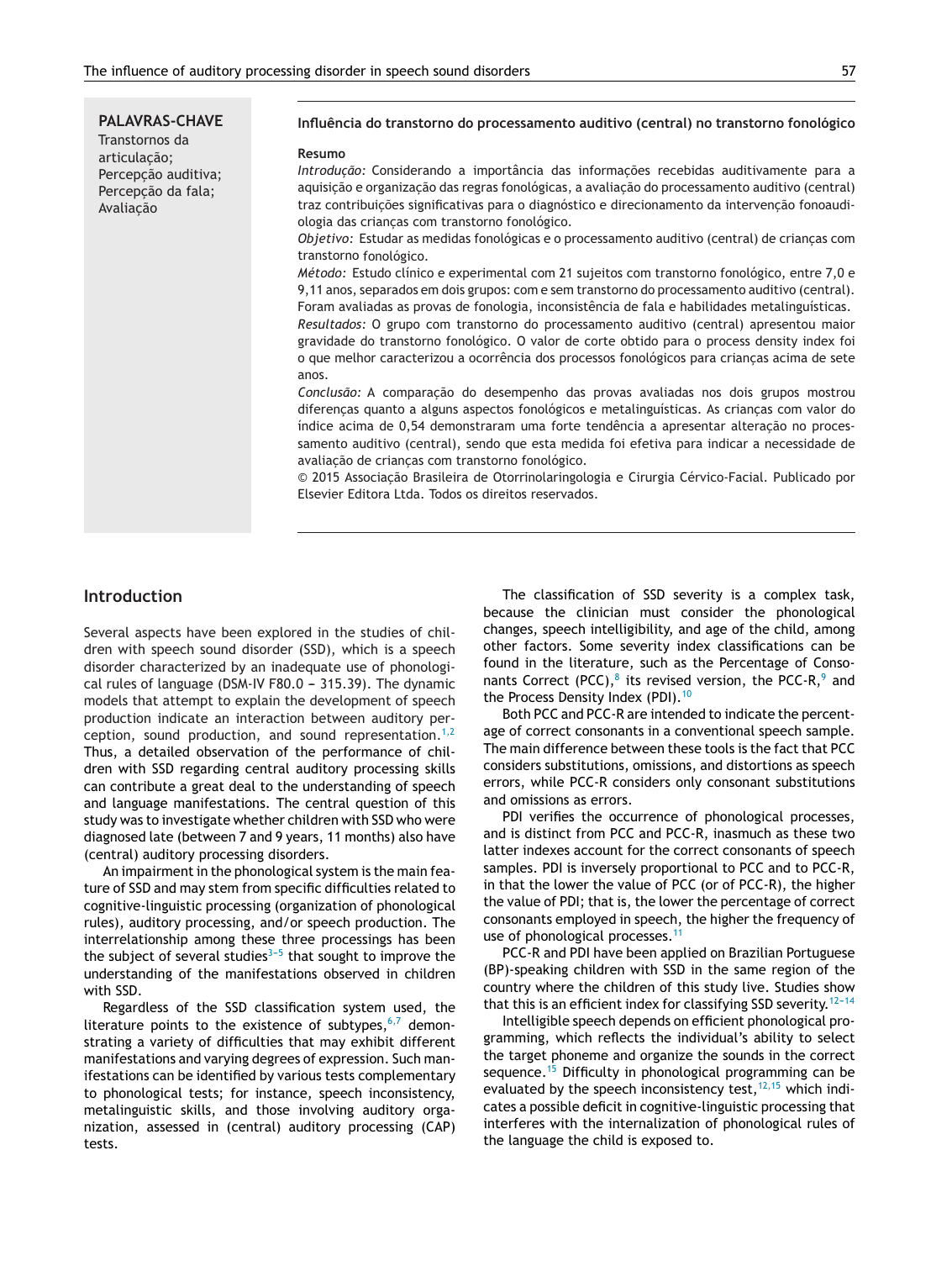**PALAVRAS-CHAVE**

Transtornos da articulação;
Percepção auditiva;
Percepção da fala;
Avaliação

**Influência do transtorno do processamento auditivo (central) no transtorno fonológico**

**Resumo**

*Introdução:* Considerando a importância das informações recebidas auditivamente para a aquisição e organização das regras fonológicas, a avaliação do processamento auditivo (central) traz contribuições significativas para o diagnóstico e direcionamento da intervenção fonoaudiologia das crianças com transtorno fonológico.

*Objetivo:* Estudar as medidas fonológicas e o processamento auditivo (central) de crianças com transtorno fonológico.

*Método:* Estudo clínico e experimental com 21 sujeitos com transtorno fonológico, entre 7,0 e 9,11 anos, separados em dois grupos: com e sem transtorno do processamento auditivo (central). Foram avaliadas as provas de fonologia, inconsistência de fala e habilidades metalinguísticas.

*Resultados:* O grupo com transtorno do processamento auditivo (central) apresentou maior gravidade do transtorno fonológico. O valor de corte obtido para o process density index foi o que melhor caracterizou a ocorrência dos processos fonológicos para crianças acima de sete anos.

*Conclusão:* A comparação do desempenho das provas avaliadas nos dois grupos mostrou diferenças quanto a alguns aspectos fonológicos e metalinguísticas. As crianças com valor do índice acima de 0,54 demonstraram uma forte tendência a apresentar alteração no processamento auditivo (central), sendo que esta medida foi efetiva para indicar a necessidade de avaliação de crianças com transtorno fonológico.

© 2015 Associação Brasileira de Otorrinolaringologia e Cirurgia Cérvico-Facial. Publicado por Elsevier Editora Ltda. Todos os direitos reservados.

## Introduction

Several aspects have been explored in the studies of children with speech sound disorder (SSD), which is a speech disorder characterized by an inadequate use of phonological rules of language (DSM-IV F80.0 – 315.39). The dynamic models that attempt to explain the development of speech production indicate an interaction between auditory perception, sound production, and sound representation.[1,2] Thus, a detailed observation of the performance of children with SSD regarding central auditory processing skills can contribute a great deal to the understanding of speech and language manifestations. The central question of this study was to investigate whether children with SSD who were diagnosed late (between 7 and 9 years, 11 months) also have (central) auditory processing disorders.

An impairment in the phonological system is the main feature of SSD and may stem from specific difficulties related to cognitive-linguistic processing (organization of phonological rules), auditory processing, and/or speech production. The interrelationship among these three processings has been the subject of several studies[3–5] that sought to improve the understanding of the manifestations observed in children with SSD.

Regardless of the SSD classification system used, the literature points to the existence of subtypes,[6,7] demonstrating a variety of difficulties that may exhibit different manifestations and varying degrees of expression. Such manifestations can be identified by various tests complementary to phonological tests; for instance, speech inconsistency, metalinguistic skills, and those involving auditory organization, assessed in (central) auditory processing (CAP) tests.

The classification of SSD severity is a complex task, because the clinician must consider the phonological changes, speech intelligibility, and age of the child, among other factors. Some severity index classifications can be found in the literature, such as the Percentage of Consonants Correct (PCC),[8] its revised version, the PCC-R,[9] and the Process Density Index (PDI).[10]

Both PCC and PCC-R are intended to indicate the percentage of correct consonants in a conventional speech sample. The main difference between these tools is the fact that PCC considers substitutions, omissions, and distortions as speech errors, while PCC-R considers only consonant substitutions and omissions as errors.

PDI verifies the occurrence of phonological processes, and is distinct from PCC and PCC-R, inasmuch as these two latter indexes account for the correct consonants of speech samples. PDI is inversely proportional to PCC and to PCC-R, in that the lower the value of PCC (or of PCC-R), the higher the value of PDI; that is, the lower the percentage of correct consonants employed in speech, the higher the frequency of use of phonological processes.[11]

PCC-R and PDI have been applied on Brazilian Portuguese (BP)-speaking children with SSD in the same region of the country where the children of this study live. Studies show that this is an efficient index for classifying SSD severity.[12–14]

Intelligible speech depends on efficient phonological programming, which reflects the individual's ability to select the target phoneme and organize the sounds in the correct sequence.[15] Difficulty in phonological programming can be evaluated by the speech inconsistency test,[12,15] which indicates a possible deficit in cognitive-linguistic processing that interferes with the internalization of phonological rules of the language the child is exposed to.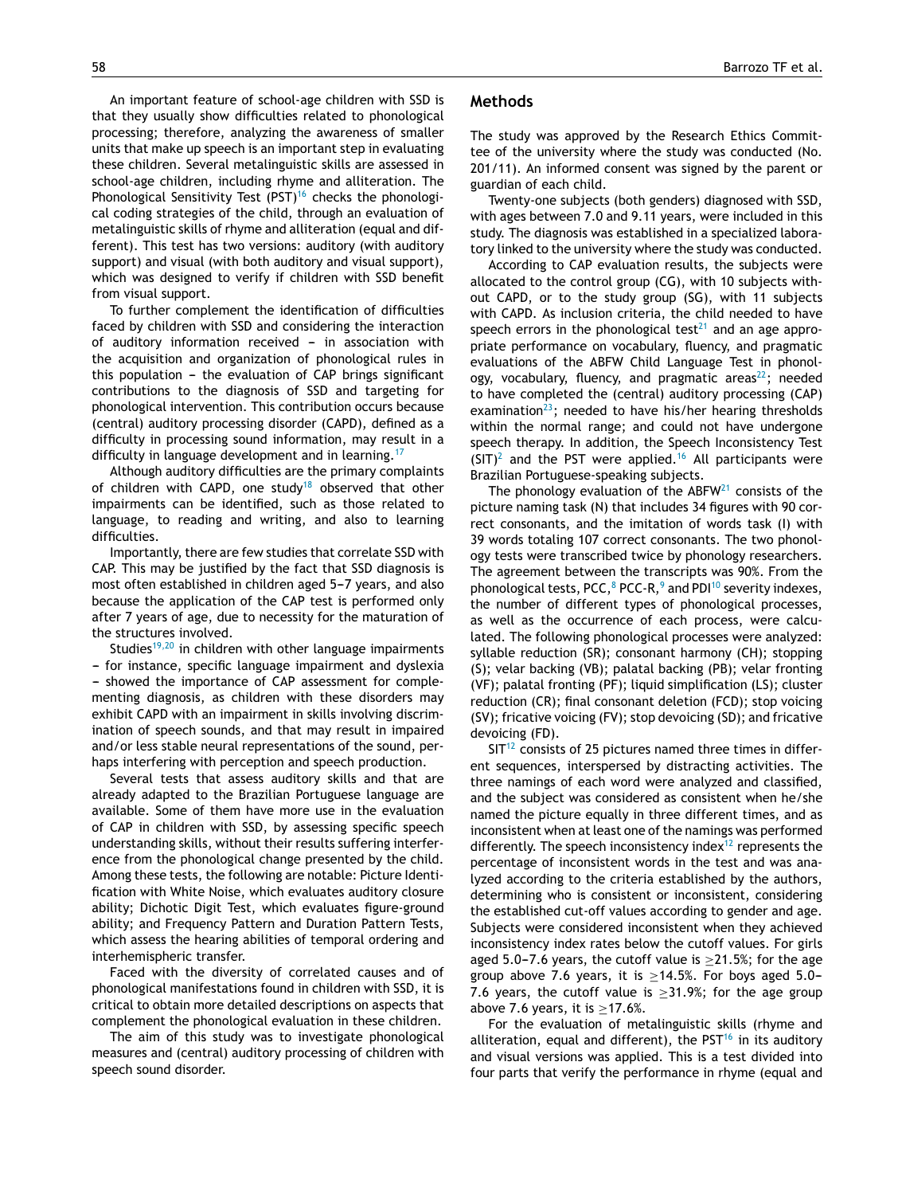An important feature of school-age children with SSD is that they usually show difficulties related to phonological processing; therefore, analyzing the awareness of smaller units that make up speech is an important step in evaluating these children. Several metalinguistic skills are assessed in school-age children, including rhyme and alliteration. The Phonological Sensitivity Test (PST)[16] checks the phonological coding strategies of the child, through an evaluation of metalinguistic skills of rhyme and alliteration (equal and different). This test has two versions: auditory (with auditory support) and visual (with both auditory and visual support), which was designed to verify if children with SSD benefit from visual support.

To further complement the identification of difficulties faced by children with SSD and considering the interaction of auditory information received – in association with the acquisition and organization of phonological rules in this population – the evaluation of CAP brings significant contributions to the diagnosis of SSD and targeting for phonological intervention. This contribution occurs because (central) auditory processing disorder (CAPD), defined as a difficulty in processing sound information, may result in a difficulty in language development and in learning.[17]

Although auditory difficulties are the primary complaints of children with CAPD, one study[18] observed that other impairments can be identified, such as those related to language, to reading and writing, and also to learning difficulties.

Importantly, there are few studies that correlate SSD with CAP. This may be justified by the fact that SSD diagnosis is most often established in children aged 5–7 years, and also because the application of the CAP test is performed only after 7 years of age, due to necessity for the maturation of the structures involved.

Studies[19,20] in children with other language impairments – for instance, specific language impairment and dyslexia – showed the importance of CAP assessment for complementing diagnosis, as children with these disorders may exhibit CAPD with an impairment in skills involving discrimination of speech sounds, and that may result in impaired and/or less stable neural representations of the sound, perhaps interfering with perception and speech production.

Several tests that assess auditory skills and that are already adapted to the Brazilian Portuguese language are available. Some of them have more use in the evaluation of CAP in children with SSD, by assessing specific speech understanding skills, without their results suffering interference from the phonological change presented by the child. Among these tests, the following are notable: Picture Identification with White Noise, which evaluates auditory closure ability; Dichotic Digit Test, which evaluates figure-ground ability; and Frequency Pattern and Duration Pattern Tests, which assess the hearing abilities of temporal ordering and interhemispheric transfer.

Faced with the diversity of correlated causes and of phonological manifestations found in children with SSD, it is critical to obtain more detailed descriptions on aspects that complement the phonological evaluation in these children.

The aim of this study was to investigate phonological measures and (central) auditory processing of children with speech sound disorder.

## Methods

The study was approved by the Research Ethics Committee of the university where the study was conducted (No. 201/11). An informed consent was signed by the parent or guardian of each child.

Twenty-one subjects (both genders) diagnosed with SSD, with ages between 7.0 and 9.11 years, were included in this study. The diagnosis was established in a specialized laboratory linked to the university where the study was conducted.

According to CAP evaluation results, the subjects were allocated to the control group (CG), with 10 subjects without CAPD, or to the study group (SG), with 11 subjects with CAPD. As inclusion criteria, the child needed to have speech errors in the phonological test[21] and an age appropriate performance on vocabulary, fluency, and pragmatic evaluations of the ABFW Child Language Test in phonology, vocabulary, fluency, and pragmatic areas[22]; needed to have completed the (central) auditory processing (CAP) examination[23]; needed to have his/her hearing thresholds within the normal range; and could not have undergone speech therapy. In addition, the Speech Inconsistency Test (SIT)[2] and the PST were applied.[16] All participants were Brazilian Portuguese-speaking subjects.

The phonology evaluation of the ABFW[21] consists of the picture naming task (N) that includes 34 figures with 90 correct consonants, and the imitation of words task (I) with 39 words totaling 107 correct consonants. The two phonology tests were transcribed twice by phonology researchers. The agreement between the transcripts was 90%. From the phonological tests, PCC,[8] PCC-R,[9] and PDI[10] severity indexes, the number of different types of phonological processes, as well as the occurrence of each process, were calculated. The following phonological processes were analyzed: syllable reduction (SR); consonant harmony (CH); stopping (S); velar backing (VB); palatal backing (PB); velar fronting (VF); palatal fronting (PF); liquid simplification (LS); cluster reduction (CR); final consonant deletion (FCD); stop voicing (SV); fricative voicing (FV); stop devoicing (SD); and fricative devoicing (FD).

SIT[12] consists of 25 pictures named three times in different sequences, interspersed by distracting activities. The three namings of each word were analyzed and classified, and the subject was considered as consistent when he/she named the picture equally in three different times, and as inconsistent when at least one of the namings was performed differently. The speech inconsistency index[12] represents the percentage of inconsistent words in the test and was analyzed according to the criteria established by the authors, determining who is consistent or inconsistent, considering the established cut-off values according to gender and age. Subjects were considered inconsistent when they achieved inconsistency index rates below the cutoff values. For girls aged 5.0–7.6 years, the cutoff value is $\geq$21.5%; for the age group above 7.6 years, it is $\geq$14.5%. For boys aged 5.0–7.6 years, the cutoff value is $\geq$31.9%; for the age group above 7.6 years, it is $\geq$17.6%.

For the evaluation of metalinguistic skills (rhyme and alliteration, equal and different), the PST[16] in its auditory and visual versions was applied. This is a test divided into four parts that verify the performance in rhyme (equal and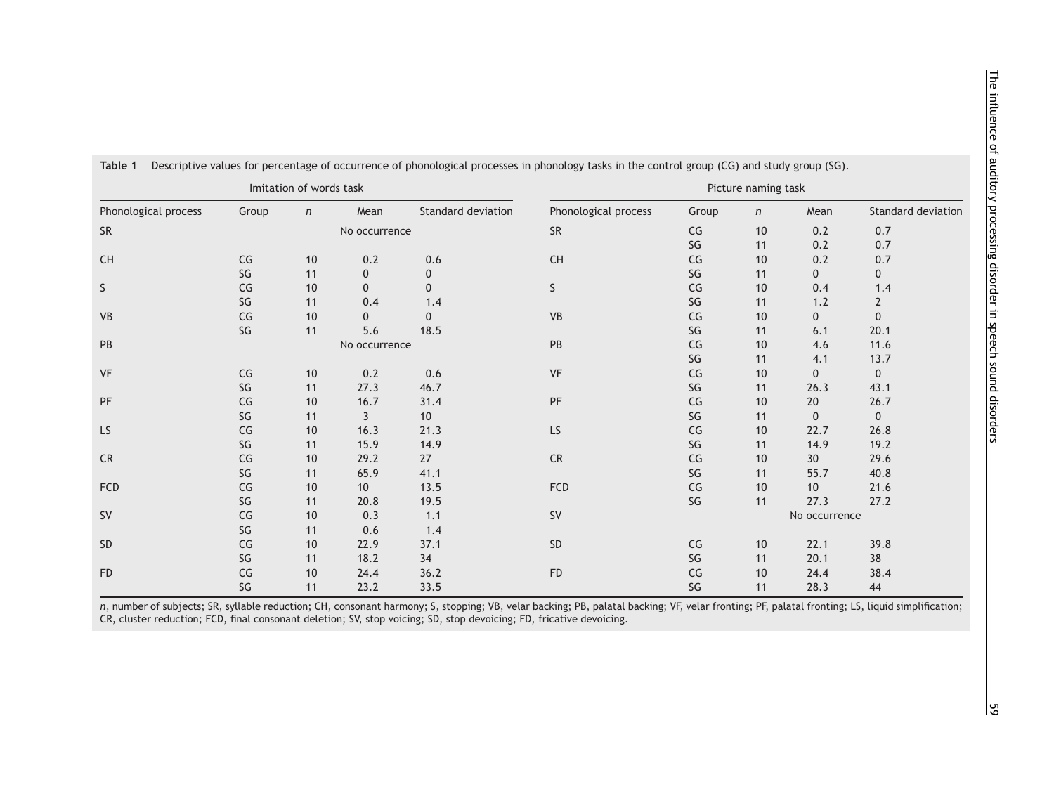**Table 1** Descriptive values for percentage of occurrence of phonological processes in phonology tasks in the control group (CG) and study group (SG).

| Imitation of words task | | | | | Picture naming task | | | | |
|---|---|---|---|---|---|---|---|---|---|
| Phonological process | Group | *n* | Mean | Standard deviation | Phonological process | Group | *n* | Mean | Standard deviation |
| SR | | | No occurrence | | SR | CG | 10 | 0.2 | 0.7 |
| | | | | | | SG | 11 | 0.2 | 0.7 |
| CH | CG | 10 | 0.2 | 0.6 | CH | CG | 10 | 0.2 | 0.7 |
| | SG | 11 | 0 | 0 | | SG | 11 | 0 | 0 |
| S | CG | 10 | 0 | 0 | S | CG | 10 | 0.4 | 1.4 |
| | SG | 11 | 0.4 | 1.4 | | SG | 11 | 1.2 | 2 |
| VB | CG | 10 | 0 | 0 | VB | CG | 10 | 0 | 0 |
| | SG | 11 | 5.6 | 18.5 | | SG | 11 | 6.1 | 20.1 |
| PB | | | No occurrence | | PB | CG | 10 | 4.6 | 11.6 |
| | | | | | | SG | 11 | 4.1 | 13.7 |
| VF | CG | 10 | 0.2 | 0.6 | VF | CG | 10 | 0 | 0 |
| | SG | 11 | 27.3 | 46.7 | | SG | 11 | 26.3 | 43.1 |
| PF | CG | 10 | 16.7 | 31.4 | PF | CG | 10 | 20 | 26.7 |
| | SG | 11 | 3 | 10 | | SG | 11 | 0 | 0 |
| LS | CG | 10 | 16.3 | 21.3 | LS | CG | 10 | 22.7 | 26.8 |
| | SG | 11 | 15.9 | 14.9 | | SG | 11 | 14.9 | 19.2 |
| CR | CG | 10 | 29.2 | 27 | CR | CG | 10 | 30 | 29.6 |
| | SG | 11 | 65.9 | 41.1 | | SG | 11 | 55.7 | 40.8 |
| FCD | CG | 10 | 10 | 13.5 | FCD | CG | 10 | 10 | 21.6 |
| | SG | 11 | 20.8 | 19.5 | | SG | 11 | 27.3 | 27.2 |
| SV | CG | 10 | 0.3 | 1.1 | SV | | | No occurrence | |
| | SG | 11 | 0.6 | 1.4 | | | | | |
| SD | CG | 10 | 22.9 | 37.1 | SD | CG | 10 | 22.1 | 39.8 |
| | SG | 11 | 18.2 | 34 | | SG | 11 | 20.1 | 38 |
| FD | CG | 10 | 24.4 | 36.2 | FD | CG | 10 | 24.4 | 38.4 |
| | SG | 11 | 23.2 | 33.5 | | SG | 11 | 28.3 | 44 |

*n*, number of subjects; SR, syllable reduction; CH, consonant harmony; S, stopping; VB, velar backing; PB, palatal backing; VF, velar fronting; PF, palatal fronting; LS, liquid simplification; CR, cluster reduction; FCD, final consonant deletion; SV, stop voicing; SD, stop devoicing; FD, fricative devoicing.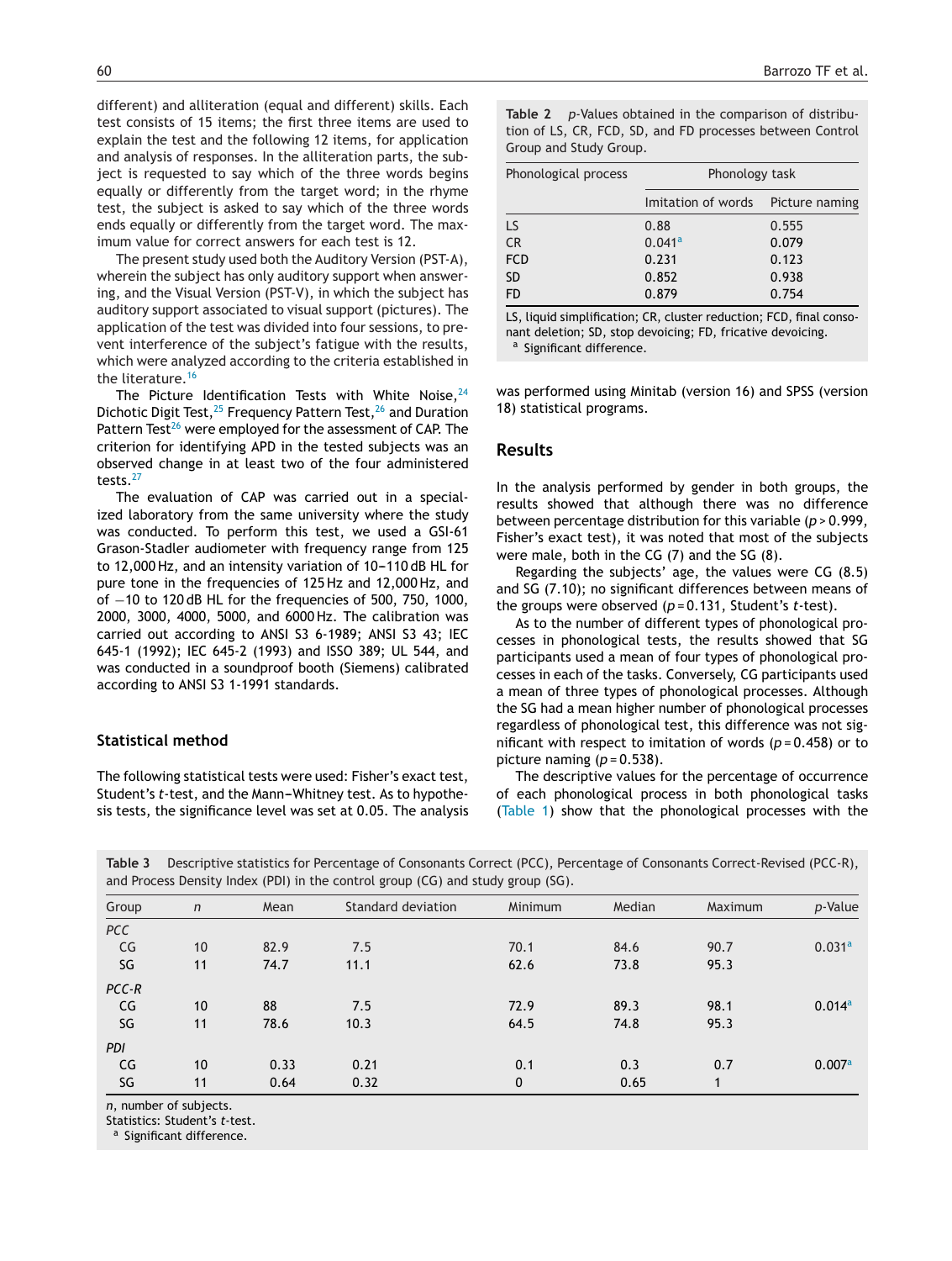different) and alliteration (equal and different) skills. Each test consists of 15 items; the first three items are used to explain the test and the following 12 items, for application and analysis of responses. In the alliteration parts, the subject is requested to say which of the three words begins equally or differently from the target word; in the rhyme test, the subject is asked to say which of the three words ends equally or differently from the target word. The maximum value for correct answers for each test is 12.

The present study used both the Auditory Version (PST-A), wherein the subject has only auditory support when answering, and the Visual Version (PST-V), in which the subject has auditory support associated to visual support (pictures). The application of the test was divided into four sessions, to prevent interference of the subject's fatigue with the results, which were analyzed according to the criteria established in the literature.[16]

The Picture Identification Tests with White Noise,[24] Dichotic Digit Test,[25] Frequency Pattern Test,[26] and Duration Pattern Test[26] were employed for the assessment of CAP. The criterion for identifying APD in the tested subjects was an observed change in at least two of the four administered tests.[27]

The evaluation of CAP was carried out in a specialized laboratory from the same university where the study was conducted. To perform this test, we used a GSI-61 Grason-Stadler audiometer with frequency range from 125 to 12,000 Hz, and an intensity variation of 10–110 dB HL for pure tone in the frequencies of 125 Hz and 12,000 Hz, and of −10 to 120 dB HL for the frequencies of 500, 750, 1000, 2000, 3000, 4000, 5000, and 6000 Hz. The calibration was carried out according to ANSI S3 6-1989; ANSI S3 43; IEC 645-1 (1992); IEC 645-2 (1993) and ISSO 389; UL 544, and was conducted in a soundproof booth (Siemens) calibrated according to ANSI S3 1-1991 standards.

### Statistical method

The following statistical tests were used: Fisher's exact test, Student's *t*-test, and the Mann–Whitney test. As to hypothesis tests, the significance level was set at 0.05. The analysis was performed using Minitab (version 16) and SPSS (version 18) statistical programs.

**Table 2** *p*-Values obtained in the comparison of distribution of LS, CR, FCD, SD, and FD processes between Control Group and Study Group.

| Phonological process | Phonology task | |
|---|---|---|
| | Imitation of words | Picture naming |
| LS | 0.88 | 0.555 |
| CR | 0.041[a] | 0.079 |
| FCD | 0.231 | 0.123 |
| SD | 0.852 | 0.938 |
| FD | 0.879 | 0.754 |

LS, liquid simplification; CR, cluster reduction; FCD, final consonant deletion; SD, stop devoicing; FD, fricative devoicing.
[a] Significant difference.

## Results

In the analysis performed by gender in both groups, the results showed that although there was no difference between percentage distribution for this variable ($p > 0.999$, Fisher's exact test), it was noted that most of the subjects were male, both in the CG (7) and the SG (8).

Regarding the subjects' age, the values were CG (8.5) and SG (7.10); no significant differences between means of the groups were observed ($p = 0.131$, Student's *t*-test).

As to the number of different types of phonological processes in phonological tests, the results showed that SG participants used a mean of four types of phonological processes in each of the tasks. Conversely, CG participants used a mean of three types of phonological processes. Although the SG had a mean higher number of phonological processes regardless of phonological test, this difference was not significant with respect to imitation of words ($p = 0.458$) or to picture naming ($p = 0.538$).

The descriptive values for the percentage of occurrence of each phonological process in both phonological tasks (Table 1) show that the phonological processes with the

**Table 3** Descriptive statistics for Percentage of Consonants Correct (PCC), Percentage of Consonants Correct-Revised (PCC-R), and Process Density Index (PDI) in the control group (CG) and study group (SG).

| Group | *n* | Mean | Standard deviation | Minimum | Median | Maximum | *p*-Value |
|---|---|---|---|---|---|---|---|
| *PCC* | | | | | | | |
| CG | 10 | 82.9 | 7.5 | 70.1 | 84.6 | 90.7 | 0.031[a] |
| SG | 11 | 74.7 | 11.1 | 62.6 | 73.8 | 95.3 | |
| *PCC-R* | | | | | | | |
| CG | 10 | 88 | 7.5 | 72.9 | 89.3 | 98.1 | 0.014[a] |
| SG | 11 | 78.6 | 10.3 | 64.5 | 74.8 | 95.3 | |
| *PDI* | | | | | | | |
| CG | 10 | 0.33 | 0.21 | 0.1 | 0.3 | 0.7 | 0.007[a] |
| SG | 11 | 0.64 | 0.32 | 0 | 0.65 | 1 | |

*n*, number of subjects.
Statistics: Student's *t*-test.
[a] Significant difference.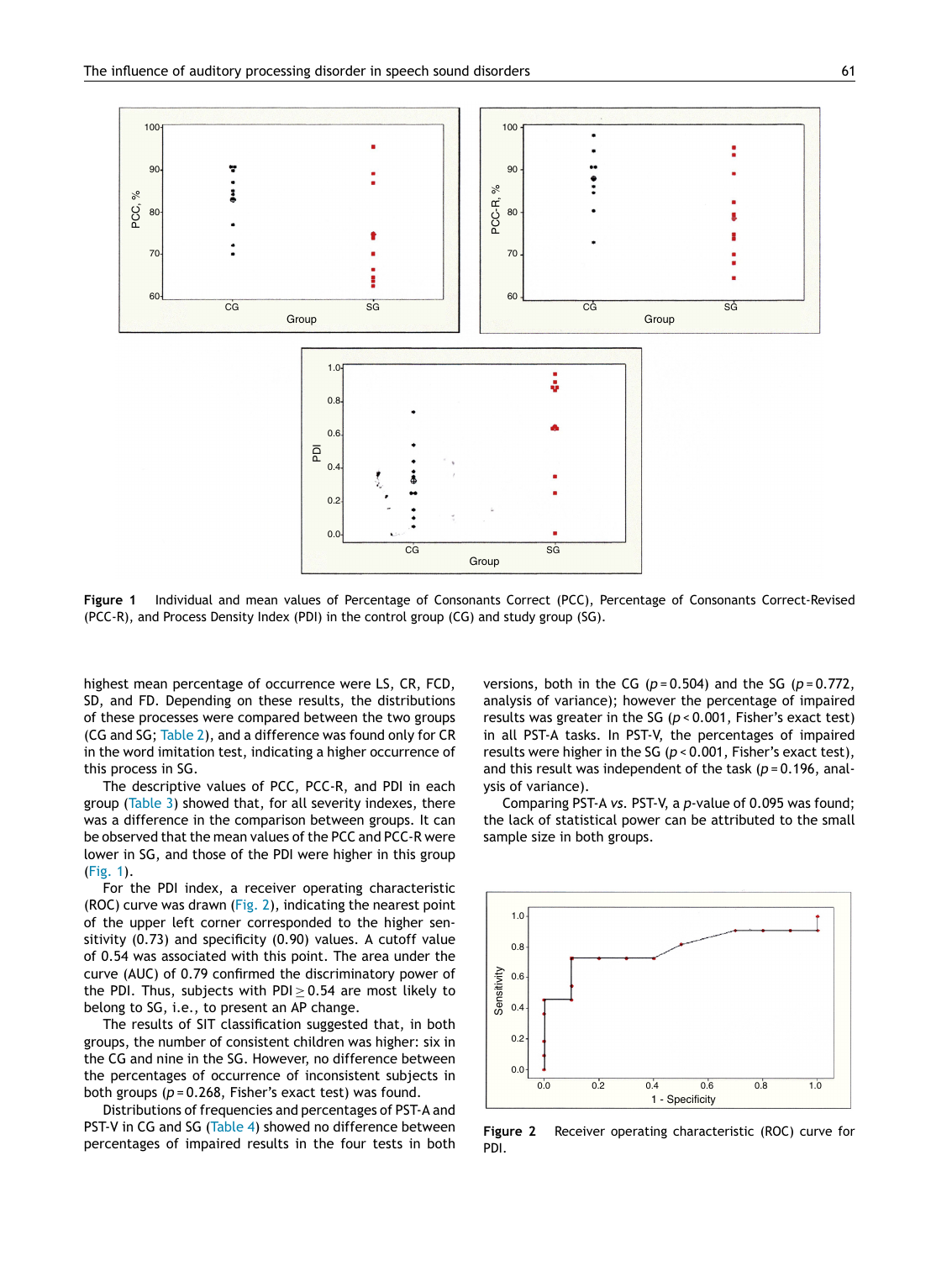Figure 1 Individual and mean values of Percentage of Consonants Correct (PCC), Percentage of Consonants Correct-Revised (PCC-R), and Process Density Index (PDI) in the control group (CG) and study group (SG).

highest mean percentage of occurrence were LS, CR, FCD, SD, and FD. Depending on these results, the distributions of these processes were compared between the two groups (CG and SG; Table 2), and a difference was found only for CR in the word imitation test, indicating a higher occurrence of this process in SG.

The descriptive values of PCC, PCC-R, and PDI in each group (Table 3) showed that, for all severity indexes, there was a difference in the comparison between groups. It can be observed that the mean values of the PCC and PCC-R were lower in SG, and those of the PDI were higher in this group (Fig. 1).

For the PDI index, a receiver operating characteristic (ROC) curve was drawn (Fig. 2), indicating the nearest point of the upper left corner corresponded to the higher sensitivity (0.73) and specificity (0.90) values. A cutoff value of 0.54 was associated with this point. The area under the curve (AUC) of 0.79 confirmed the discriminatory power of the PDI. Thus, subjects with PDI $\geq$ 0.54 are most likely to belong to SG, i.e., to present an AP change.

The results of SIT classification suggested that, in both groups, the number of consistent children was higher: six in the CG and nine in the SG. However, no difference between the percentages of occurrence of inconsistent subjects in both groups ($p = 0.268$, Fisher's exact test) was found.

Distributions of frequencies and percentages of PST-A and PST-V in CG and SG (Table 4) showed no difference between percentages of impaired results in the four tests in both versions, both in the CG ($p = 0.504$) and the SG ($p = 0.772$, analysis of variance); however the percentage of impaired results was greater in the SG ($p < 0.001$, Fisher's exact test) in all PST-A tasks. In PST-V, the percentages of impaired results were higher in the SG ($p < 0.001$, Fisher's exact test), and this result was independent of the task ($p = 0.196$, analysis of variance).

Comparing PST-A *vs.* PST-V, a *p*-value of 0.095 was found; the lack of statistical power can be attributed to the small sample size in both groups.

Figure 2 Receiver operating characteristic (ROC) curve for PDI.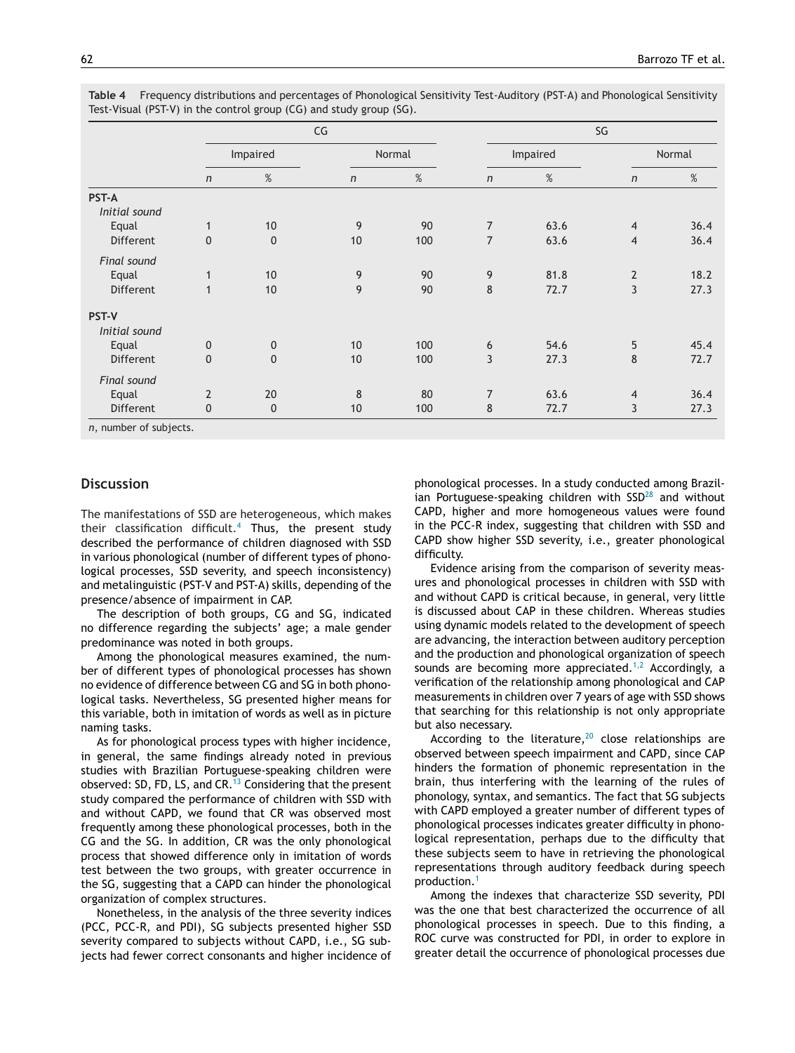**Table 4** Frequency distributions and percentages of Phonological Sensitivity Test-Auditory (PST-A) and Phonological Sensitivity Test-Visual (PST-V) in the control group (CG) and study group (SG).

| | CG | | | | SG | | | |
|---|---|---|---|---|---|---|---|---|
| | Impaired | | Normal | | Impaired | | Normal | |
| | *n* | % | *n* | % | *n* | % | *n* | % |
| **PST-A** | | | | | | | | |
| *Initial sound* | | | | | | | | |
| Equal | 1 | 10 | 9 | 90 | 7 | 63.6 | 4 | 36.4 |
| Different | 0 | 0 | 10 | 100 | 7 | 63.6 | 4 | 36.4 |
| *Final sound* | | | | | | | | |
| Equal | 1 | 10 | 9 | 90 | 9 | 81.8 | 2 | 18.2 |
| Different | 1 | 10 | 9 | 90 | 8 | 72.7 | 3 | 27.3 |
| **PST-V** | | | | | | | | |
| *Initial sound* | | | | | | | | |
| Equal | 0 | 0 | 10 | 100 | 6 | 54.6 | 5 | 45.4 |
| Different | 0 | 0 | 10 | 100 | 3 | 27.3 | 8 | 72.7 |
| *Final sound* | | | | | | | | |
| Equal | 2 | 20 | 8 | 80 | 7 | 63.6 | 4 | 36.4 |
| Different | 0 | 0 | 10 | 100 | 8 | 72.7 | 3 | 27.3 |

*n*, number of subjects.

## Discussion

The manifestations of SSD are heterogeneous, which makes their classification difficult.[4] Thus, the present study described the performance of children diagnosed with SSD in various phonological (number of different types of phonological processes, SSD severity, and speech inconsistency) and metalinguistic (PST-V and PST-A) skills, depending of the presence/absence of impairment in CAP.

The description of both groups, CG and SG, indicated no difference regarding the subjects' age; a male gender predominance was noted in both groups.

Among the phonological measures examined, the number of different types of phonological processes has shown no evidence of difference between CG and SG in both phonological tasks. Nevertheless, SG presented higher means for this variable, both in imitation of words as well as in picture naming tasks.

As for phonological process types with higher incidence, in general, the same findings already noted in previous studies with Brazilian Portuguese-speaking children were observed: SD, FD, LS, and CR.[13] Considering that the present study compared the performance of children with SSD with and without CAPD, we found that CR was observed most frequently among these phonological processes, both in the CG and the SG. In addition, CR was the only phonological process that showed difference only in imitation of words test between the two groups, with greater occurrence in the SG, suggesting that a CAPD can hinder the phonological organization of complex structures.

Nonetheless, in the analysis of the three severity indices (PCC, PCC-R, and PDI), SG subjects presented higher SSD severity compared to subjects without CAPD, i.e., SG subjects had fewer correct consonants and higher incidence of phonological processes. In a study conducted among Brazilian Portuguese-speaking children with SSD[28] and without CAPD, higher and more homogeneous values were found in the PCC-R index, suggesting that children with SSD and CAPD show higher SSD severity, i.e., greater phonological difficulty.

Evidence arising from the comparison of severity measures and phonological processes in children with SSD with and without CAPD is critical because, in general, very little is discussed about CAP in these children. Whereas studies using dynamic models related to the development of speech are advancing, the interaction between auditory perception and the production and phonological organization of speech sounds are becoming more appreciated.[1,2] Accordingly, a verification of the relationship among phonological and CAP measurements in children over 7 years of age with SSD shows that searching for this relationship is not only appropriate but also necessary.

According to the literature,[20] close relationships are observed between speech impairment and CAPD, since CAP hinders the formation of phonemic representation in the brain, thus interfering with the learning of the rules of phonology, syntax, and semantics. The fact that SG subjects with CAPD employed a greater number of different types of phonological processes indicates greater difficulty in phonological representation, perhaps due to the difficulty that these subjects seem to have in retrieving the phonological representations through auditory feedback during speech production.[1]

Among the indexes that characterize SSD severity, PDI was the one that best characterized the occurrence of all phonological processes in speech. Due to this finding, a ROC curve was constructed for PDI, in order to explore in greater detail the occurrence of phonological processes due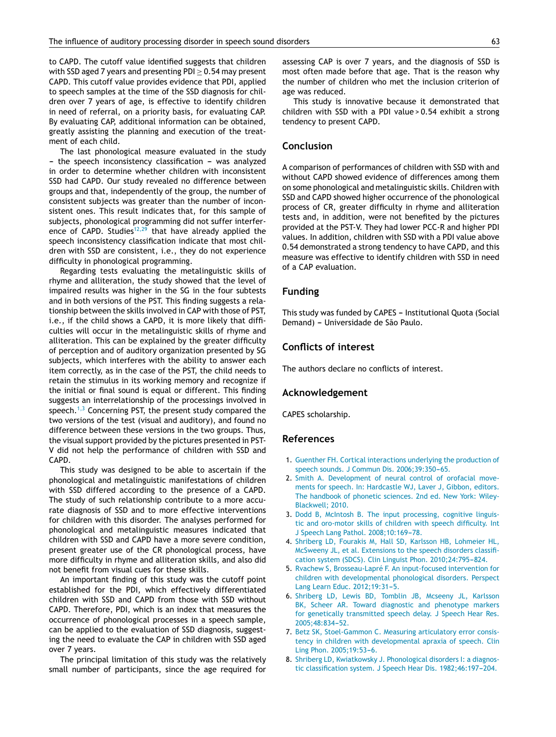to CAPD. The cutoff value identified suggests that children with SSD aged 7 years and presenting PDI $\geq$ 0.54 may present CAPD. This cutoff value provides evidence that PDI, applied to speech samples at the time of the SSD diagnosis for children over 7 years of age, is effective to identify children in need of referral, on a priority basis, for evaluating CAP. By evaluating CAP, additional information can be obtained, greatly assisting the planning and execution of the treatment of each child.

The last phonological measure evaluated in the study – the speech inconsistency classification – was analyzed in order to determine whether children with inconsistent SSD had CAPD. Our study revealed no difference between groups and that, independently of the group, the number of consistent subjects was greater than the number of inconsistent ones. This result indicates that, for this sample of subjects, phonological programming did not suffer interference of CAPD. Studies[12,29] that have already applied the speech inconsistency classification indicate that most children with SSD are consistent, i.e., they do not experience difficulty in phonological programming.

Regarding tests evaluating the metalinguistic skills of rhyme and alliteration, the study showed that the level of impaired results was higher in the SG in the four subtests and in both versions of the PST. This finding suggests a relationship between the skills involved in CAP with those of PST, i.e., if the child shows a CAPD, it is more likely that difficulties will occur in the metalinguistic skills of rhyme and alliteration. This can be explained by the greater difficulty of perception and of auditory organization presented by SG subjects, which interferes with the ability to answer each item correctly, as in the case of the PST, the child needs to retain the stimulus in its working memory and recognize if the initial or final sound is equal or different. This finding suggests an interrelationship of the processings involved in speech.[1,3] Concerning PST, the present study compared the two versions of the test (visual and auditory), and found no difference between these versions in the two groups. Thus, the visual support provided by the pictures presented in PST-V did not help the performance of children with SSD and CAPD.

This study was designed to be able to ascertain if the phonological and metalinguistic manifestations of children with SSD differed according to the presence of a CAPD. The study of such relationship contribute to a more accurate diagnosis of SSD and to more effective interventions for children with this disorder. The analyses performed for phonological and metalinguistic measures indicated that children with SSD and CAPD have a more severe condition, present greater use of the CR phonological process, have more difficulty in rhyme and alliteration skills, and also did not benefit from visual cues for these skills.

An important finding of this study was the cutoff point established for the PDI, which effectively differentiated children with SSD and CAPD from those with SSD without CAPD. Therefore, PDI, which is an index that measures the occurrence of phonological processes in a speech sample, can be applied to the evaluation of SSD diagnosis, suggesting the need to evaluate the CAP in children with SSD aged over 7 years.

The principal limitation of this study was the relatively small number of participants, since the age required for assessing CAP is over 7 years, and the diagnosis of SSD is most often made before that age. That is the reason why the number of children who met the inclusion criterion of age was reduced.

This study is innovative because it demonstrated that children with SSD with a PDI value > 0.54 exhibit a strong tendency to present CAPD.

## Conclusion

A comparison of performances of children with SSD with and without CAPD showed evidence of differences among them on some phonological and metalinguistic skills. Children with SSD and CAPD showed higher occurrence of the phonological process of CR, greater difficulty in rhyme and alliteration tests and, in addition, were not benefited by the pictures provided at the PST-V. They had lower PCC-R and higher PDI values. In addition, children with SSD with a PDI value above 0.54 demonstrated a strong tendency to have CAPD, and this measure was effective to identify children with SSD in need of a CAP evaluation.

## Funding

This study was funded by CAPES – Institutional Quota (Social Demand) – Universidade de São Paulo.

## Conflicts of interest

The authors declare no conflicts of interest.

## Acknowledgement

CAPES scholarship.

## References

1. Guenther FH. Cortical interactions underlying the production of speech sounds. J Commun Dis. 2006;39:350–65.
2. Smith A. Development of neural control of orofacial movements for speech. In: Hardcastle WJ, Laver J, Gibbon, editors. The handbook of phonetic sciences. 2nd ed. New York: Wiley-Blackwell; 2010.
3. Dodd B, McIntosh B. The input processing, cognitive linguistic and oro-motor skills of children with speech difficulty. Int J Speech Lang Pathol. 2008;10:169–78.
4. Shriberg LD, Fourakis M, Hall SD, Karlsson HB, Lohmeier HL, McSweeny JL, et al. Extensions to the speech disorders classification system (SDCS). Clin Linguist Phon. 2010;24:795–824.
5. Rvachew S, Brosseau-Lapré F. An input-focused intervention for children with developmental phonological disorders. Perspect Lang Learn Educ. 2012;19:31–5.
6. Shriberg LD, Lewis BD, Tomblin JB, Mcseeny JL, Karlsson BK, Scheer AR. Toward diagnostic and phenotype markers for genetically transmitted speech delay. J Speech Hear Res. 2005;48:834–52.
7. Betz SK, Stoel-Gammon C. Measuring articulatory error consistency in children with developmental apraxia of speech. Clin Ling Phon. 2005;19:53–6.
8. Shriberg LD, Kwiatkowsky J. Phonological disorders I: a diagnostic classification system. J Speech Hear Dis. 1982;46:197–204.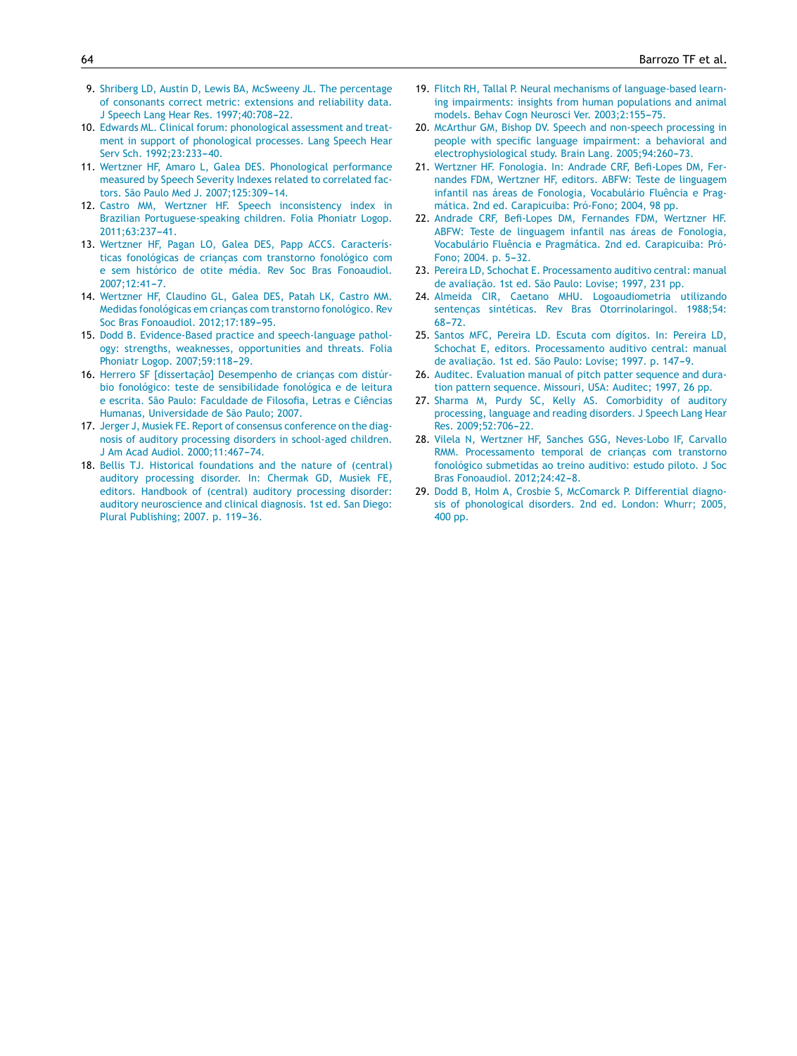9. Shriberg LD, Austin D, Lewis BA, McSweeny JL. The percentage of consonants correct metric: extensions and reliability data. J Speech Lang Hear Res. 1997;40:708–22.
10. Edwards ML. Clinical forum: phonological assessment and treatment in support of phonological processes. Lang Speech Hear Serv Sch. 1992;23:233–40.
11. Wertzner HF, Amaro L, Galea DES. Phonological performance measured by Speech Severity Indexes related to correlated factors. São Paulo Med J. 2007;125:309–14.
12. Castro MM, Wertzner HF. Speech inconsistency index in Brazilian Portuguese-speaking children. Folia Phoniatr Logop. 2011;63:237–41.
13. Wertzner HF, Pagan LO, Galea DES, Papp ACCS. Características fonológicas de crianças com transtorno fonológico com e sem histórico de otite média. Rev Soc Bras Fonoaudiol. 2007;12:41–7.
14. Wertzner HF, Claudino GL, Galea DES, Patah LK, Castro MM. Medidas fonológicas em crianças com transtorno fonológico. Rev Soc Bras Fonoaudiol. 2012;17:189–95.
15. Dodd B. Evidence-Based practice and speech-language pathology: strengths, weaknesses, opportunities and threats. Folia Phoniatr Logop. 2007;59:118–29.
16. Herrero SF [dissertação] Desempenho de crianças com distúrbio fonológico: teste de sensibilidade fonológica e de leitura e escrita. São Paulo: Faculdade de Filosofia, Letras e Ciências Humanas, Universidade de São Paulo; 2007.
17. Jerger J, Musiek FE. Report of consensus conference on the diagnosis of auditory processing disorders in school-aged children. J Am Acad Audiol. 2000;11:467–74.
18. Bellis TJ. Historical foundations and the nature of (central) auditory processing disorder. In: Chermak GD, Musiek FE, editors. Handbook of (central) auditory processing disorder: auditory neuroscience and clinical diagnosis. 1st ed. San Diego: Plural Publishing; 2007. p. 119–36.
19. Flitch RH, Tallal P. Neural mechanisms of language-based learning impairments: insights from human populations and animal models. Behav Cogn Neurosci Ver. 2003;2:155–75.
20. McArthur GM, Bishop DV. Speech and non-speech processing in people with specific language impairment: a behavioral and electrophysiological study. Brain Lang. 2005;94:260–73.
21. Wertzner HF. Fonologia. In: Andrade CRF, Befi-Lopes DM, Fernandes FDM, Wertzner HF, editors. ABFW: Teste de linguagem infantil nas áreas de Fonologia, Vocabulário Fluência e Pragmática. 2nd ed. Carapicuiba: Pró-Fono; 2004, 98 pp.
22. Andrade CRF, Befi-Lopes DM, Fernandes FDM, Wertzner HF. ABFW: Teste de linguagem infantil nas áreas de Fonologia, Vocabulário Fluência e Pragmática. 2nd ed. Carapicuiba: Pró-Fono; 2004. p. 5–32.
23. Pereira LD, Schochat E. Processamento auditivo central: manual de avaliação. 1st ed. São Paulo: Lovise; 1997, 231 pp.
24. Almeida CIR, Caetano MHU. Logoaudiometria utilizando sentenças sintéticas. Rev Bras Otorrinolaringol. 1988;54: 68–72.
25. Santos MFC, Pereira LD. Escuta com dígitos. In: Pereira LD, Schochat E, editors. Processamento auditivo central: manual de avaliação. 1st ed. São Paulo: Lovise; 1997. p. 147–9.
26. Auditec. Evaluation manual of pitch patter sequence and duration pattern sequence. Missouri, USA: Auditec; 1997, 26 pp.
27. Sharma M, Purdy SC, Kelly AS. Comorbidity of auditory processing, language and reading disorders. J Speech Lang Hear Res. 2009;52:706–22.
28. Vilela N, Wertzner HF, Sanches GSG, Neves-Lobo IF, Carvallo RMM. Processamento temporal de crianças com transtorno fonológico submetidas ao treino auditivo: estudo piloto. J Soc Bras Fonoaudiol. 2012;24:42–8.
29. Dodd B, Holm A, Crosbie S, McComarck P. Differential diagnosis of phonological disorders. 2nd ed. London: Whurr; 2005, 400 pp.